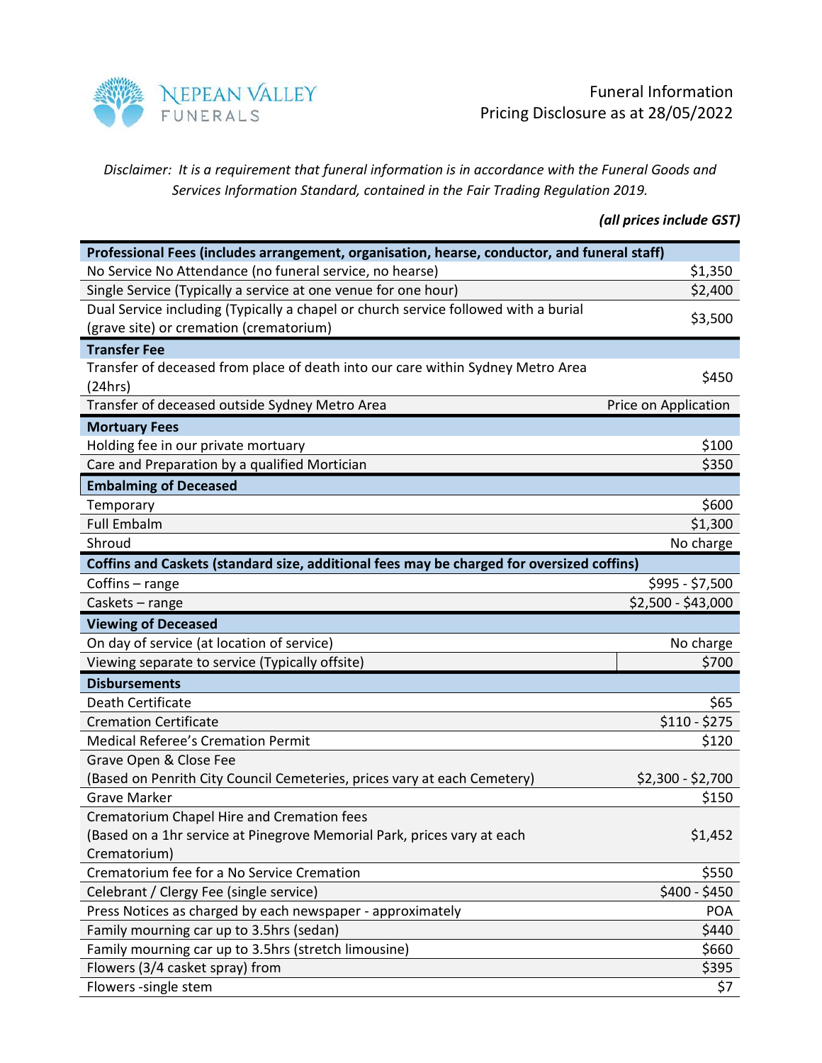NEPEAN VALLEY FUNERALS

Funeral Information
Pricing Disclosure as at 28/05/2022

*Disclaimer: It is a requirement that funeral information is in accordance with the Funeral Goods and Services Information Standard, contained in the Fair Trading Regulation 2019.*

***(all prices include GST)***

| **Professional Fees (includes arrangement, organisation, hearse, conductor, and funeral staff)** | |
|---|---|
| No Service No Attendance (no funeral service, no hearse) | $1,350 |
| Single Service (Typically a service at one venue for one hour) | $2,400 |
| Dual Service including (Typically a chapel or church service followed with a burial (grave site) or cremation (crematorium) | $3,500 |
| **Transfer Fee** | |
| Transfer of deceased from place of death into our care within Sydney Metro Area (24hrs) | $450 |
| Transfer of deceased outside Sydney Metro Area | Price on Application |
| **Mortuary Fees** | |
| Holding fee in our private mortuary | $100 |
| Care and Preparation by a qualified Mortician | $350 |
| **Embalming of Deceased** | |
| Temporary | $600 |
| Full Embalm | $1,300 |
| Shroud | No charge |
| **Coffins and Caskets (standard size, additional fees may be charged for oversized coffins)** | |
| Coffins – range | $995 - $7,500 |
| Caskets – range | $2,500 - $43,000 |
| **Viewing of Deceased** | |
| On day of service (at location of service) | No charge |
| Viewing separate to service (Typically offsite) | $700 |
| **Disbursements** | |
| Death Certificate | $65 |
| Cremation Certificate | $110 - $275 |
| Medical Referee's Cremation Permit | $120 |
| Grave Open & Close Fee (Based on Penrith City Council Cemeteries, prices vary at each Cemetery) | $2,300 - $2,700 |
| Grave Marker | $150 |
| Crematorium Chapel Hire and Cremation fees (Based on a 1hr service at Pinegrove Memorial Park, prices vary at each Crematorium) | $1,452 |
| Crematorium fee for a No Service Cremation | $550 |
| Celebrant / Clergy Fee (single service) | $400 - $450 |
| Press Notices as charged by each newspaper - approximately | POA |
| Family mourning car up to 3.5hrs (sedan) | $440 |
| Family mourning car up to 3.5hrs (stretch limousine) | $660 |
| Flowers (3/4 casket spray) from | $395 |
| Flowers -single stem | $7 |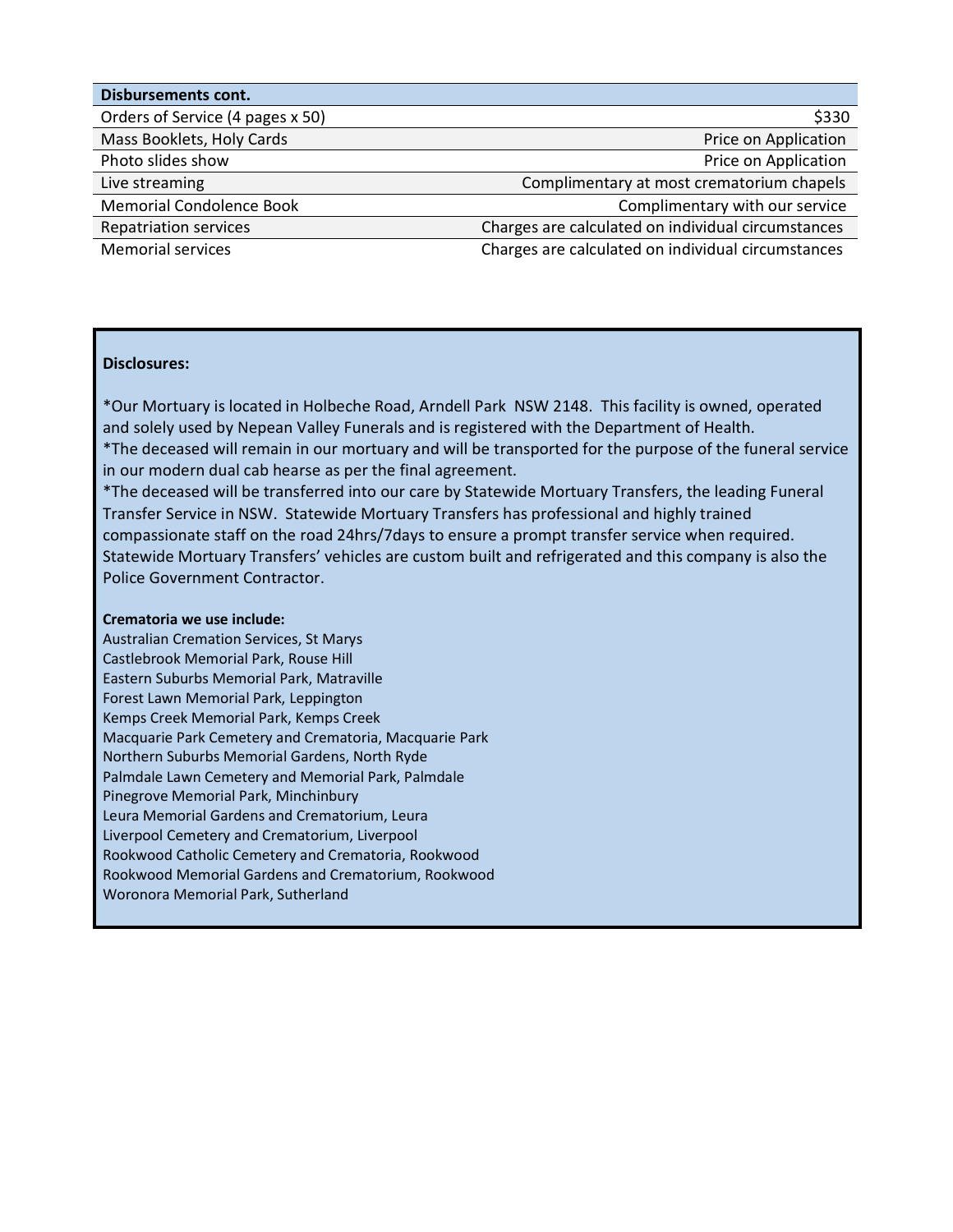| Disbursements cont. | |
|---|---|
| Orders of Service (4 pages x 50) | $330 |
| Mass Booklets, Holy Cards | Price on Application |
| Photo slides show | Price on Application |
| Live streaming | Complimentary at most crematorium chapels |
| Memorial Condolence Book | Complimentary with our service |
| Repatriation services | Charges are calculated on individual circumstances |
| Memorial services | Charges are calculated on individual circumstances |

**Disclosures:**

*Our Mortuary is located in Holbeche Road, Arndell Park NSW 2148. This facility is owned, operated and solely used by Nepean Valley Funerals and is registered with the Department of Health.
*The deceased will remain in our mortuary and will be transported for the purpose of the funeral service in our modern dual cab hearse as per the final agreement.
*The deceased will be transferred into our care by Statewide Mortuary Transfers, the leading Funeral Transfer Service in NSW. Statewide Mortuary Transfers has professional and highly trained compassionate staff on the road 24hrs/7days to ensure a prompt transfer service when required. Statewide Mortuary Transfers' vehicles are custom built and refrigerated and this company is also the Police Government Contractor.

**Crematoria we use include:**

Australian Cremation Services, St Marys
Castlebrook Memorial Park, Rouse Hill
Eastern Suburbs Memorial Park, Matraville
Forest Lawn Memorial Park, Leppington
Kemps Creek Memorial Park, Kemps Creek
Macquarie Park Cemetery and Crematoria, Macquarie Park
Northern Suburbs Memorial Gardens, North Ryde
Palmdale Lawn Cemetery and Memorial Park, Palmdale
Pinegrove Memorial Park, Minchinbury
Leura Memorial Gardens and Crematorium, Leura
Liverpool Cemetery and Crematorium, Liverpool
Rookwood Catholic Cemetery and Crematoria, Rookwood
Rookwood Memorial Gardens and Crematorium, Rookwood
Woronora Memorial Park, Sutherland